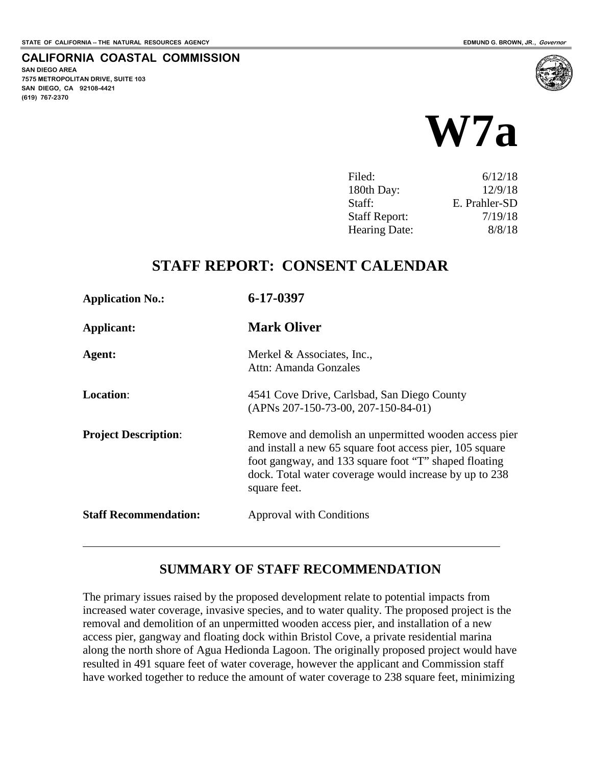STATE OF CALIFORNIA -- THE NATURAL RESOURCES AGENCY

EDMUND G. BROWN, JR., *Governor*

**CALIFORNIA COASTAL COMMISSION**

**SAN DIEGO AREA**
**7575 METROPOLITAN DRIVE, SUITE 103**
**SAN DIEGO, CA 92108-4421**
**(619) 767-2370**

# W7a

| | |
|---|---|
| Filed: | 6/12/18 |
| 180th Day: | 12/9/18 |
| Staff: | E. Prahler-SD |
| Staff Report: | 7/19/18 |
| Hearing Date: | 8/8/18 |

## STAFF REPORT: CONSENT CALENDAR

| | |
|---|---|
| **Application No.:** | **6-17-0397** |
| **Applicant:** | **Mark Oliver** |
| **Agent:** | Merkel & Associates, Inc., Attn: Amanda Gonzales |
| **Location**: | 4541 Cove Drive, Carlsbad, San Diego County (APNs 207-150-73-00, 207-150-84-01) |
| **Project Description**: | Remove and demolish an unpermitted wooden access pier and install a new 65 square foot access pier, 105 square foot gangway, and 133 square foot "T" shaped floating dock. Total water coverage would increase by up to 238 square feet. |
| **Staff Recommendation:** | Approval with Conditions |

---

## SUMMARY OF STAFF RECOMMENDATION

The primary issues raised by the proposed development relate to potential impacts from increased water coverage, invasive species, and to water quality. The proposed project is the removal and demolition of an unpermitted wooden access pier, and installation of a new access pier, gangway and floating dock within Bristol Cove, a private residential marina along the north shore of Agua Hedionda Lagoon. The originally proposed project would have resulted in 491 square feet of water coverage, however the applicant and Commission staff have worked together to reduce the amount of water coverage to 238 square feet, minimizing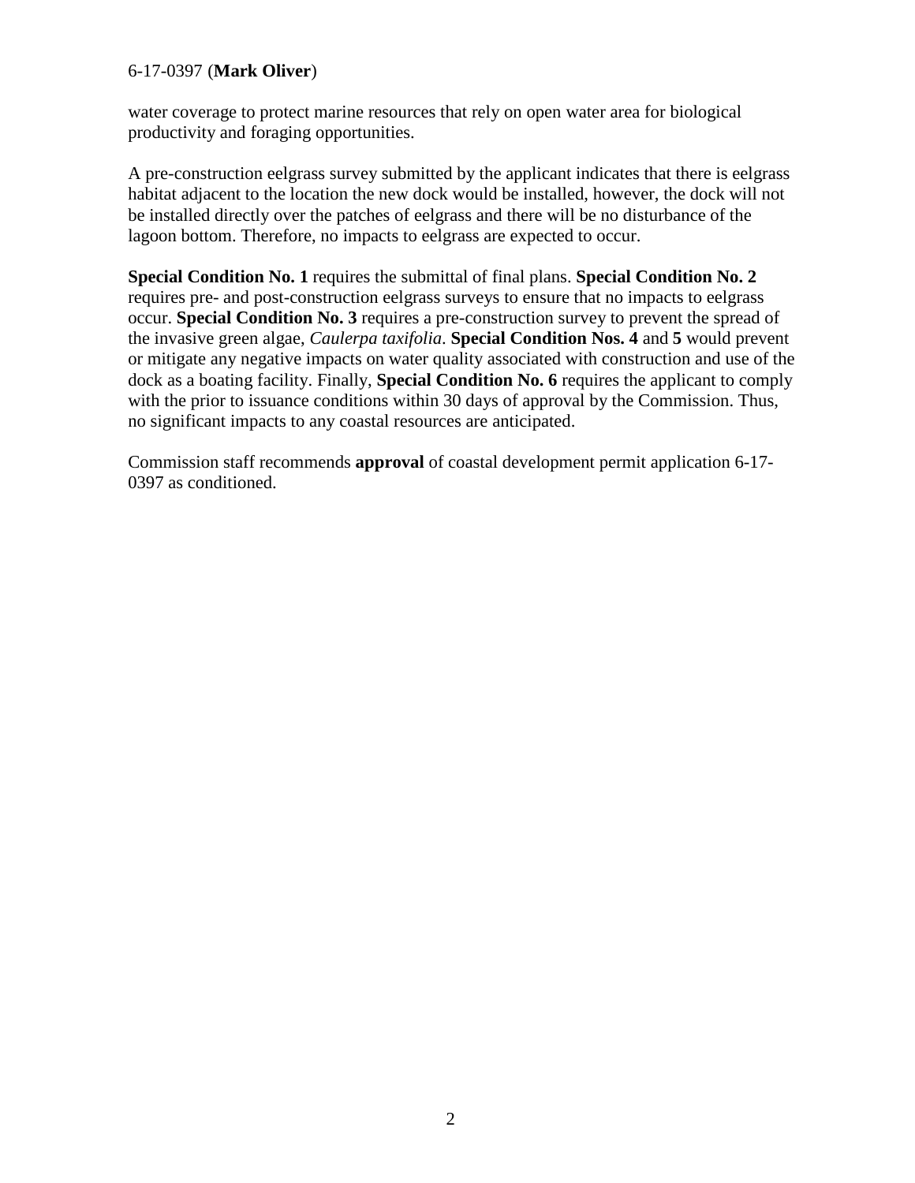water coverage to protect marine resources that rely on open water area for biological productivity and foraging opportunities.

A pre-construction eelgrass survey submitted by the applicant indicates that there is eelgrass habitat adjacent to the location the new dock would be installed, however, the dock will not be installed directly over the patches of eelgrass and there will be no disturbance of the lagoon bottom. Therefore, no impacts to eelgrass are expected to occur.

**Special Condition No. 1** requires the submittal of final plans. **Special Condition No. 2** requires pre- and post-construction eelgrass surveys to ensure that no impacts to eelgrass occur. **Special Condition No. 3** requires a pre-construction survey to prevent the spread of the invasive green algae, *Caulerpa taxifolia*. **Special Condition Nos. 4** and **5** would prevent or mitigate any negative impacts on water quality associated with construction and use of the dock as a boating facility. Finally, **Special Condition No. 6** requires the applicant to comply with the prior to issuance conditions within 30 days of approval by the Commission. Thus, no significant impacts to any coastal resources are anticipated.

Commission staff recommends **approval** of coastal development permit application 6-17-0397 as conditioned.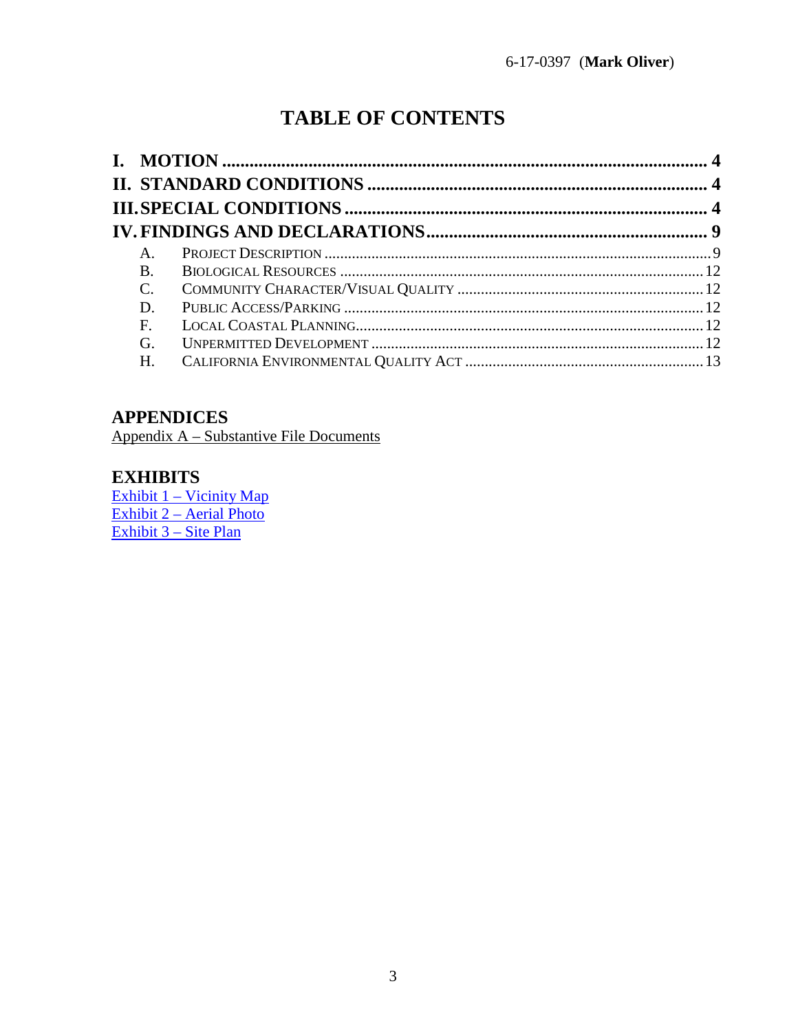# TABLE OF CONTENTS

**I. MOTION** .......................................................................................................... **4**

**II. STANDARD CONDITIONS** ........................................................................... **4**

**III. SPECIAL CONDITIONS** ............................................................................... **4**

**IV. FINDINGS AND DECLARATIONS** .............................................................. **9**

- A. PROJECT DESCRIPTION ................................................................................................. 9
- B. BIOLOGICAL RESOURCES ............................................................................................. 12
- C. COMMUNITY CHARACTER/VISUAL QUALITY ............................................................... 12
- D. PUBLIC ACCESS/PARKING ............................................................................................ 12
- F. LOCAL COASTAL PLANNING.......................................................................................... 12
- G. UNPERMITTED DEVELOPMENT ..................................................................................... 12
- H. CALIFORNIA ENVIRONMENTAL QUALITY ACT ............................................................. 13

## APPENDICES

Appendix A – Substantive File Documents

## EXHIBITS

Exhibit 1 – Vicinity Map
Exhibit 2 – Aerial Photo
Exhibit 3 – Site Plan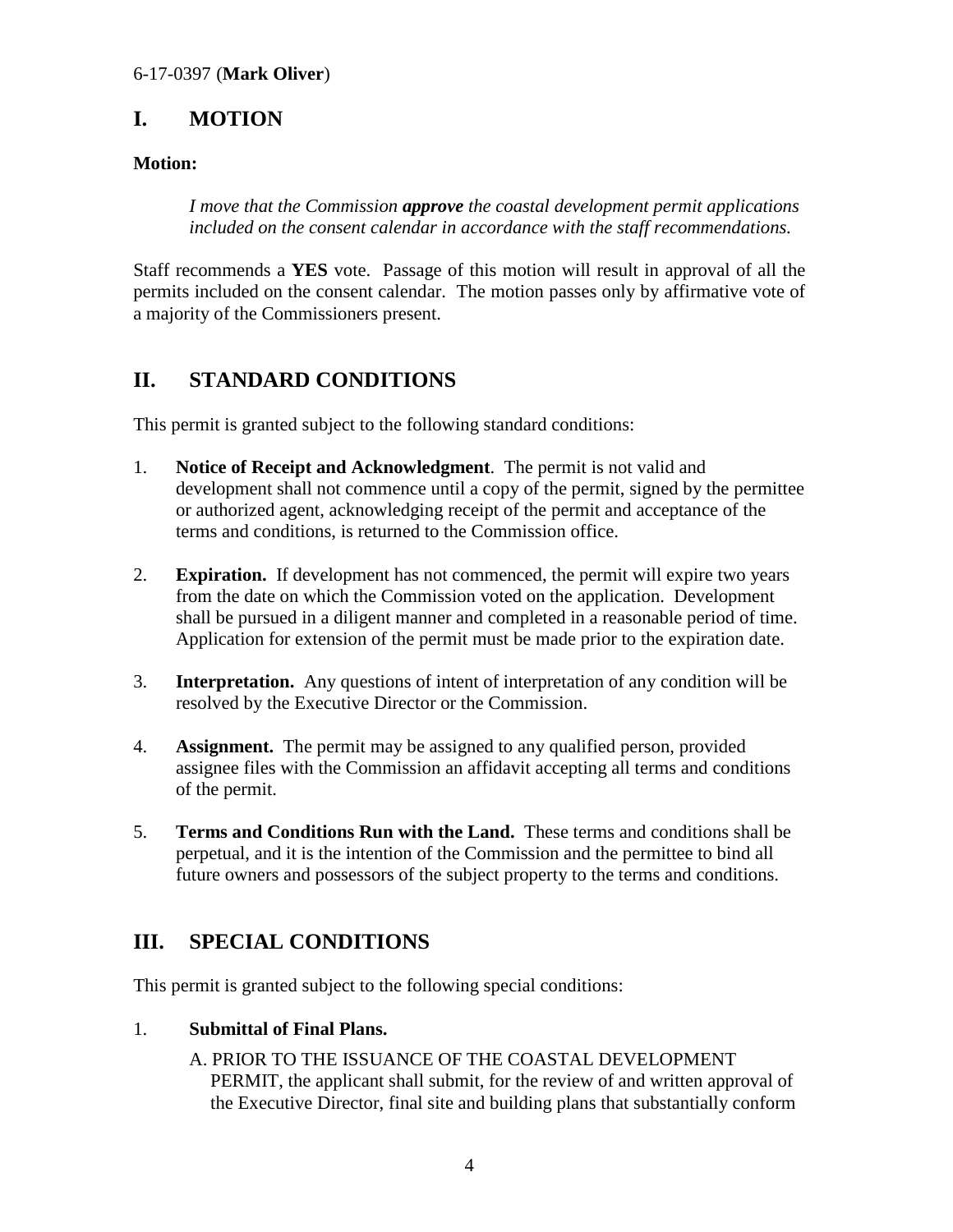## I. MOTION

**Motion:**

> *I move that the Commission* ***approve*** *the coastal development permit applications included on the consent calendar in accordance with the staff recommendations.*

Staff recommends a **YES** vote. Passage of this motion will result in approval of all the permits included on the consent calendar. The motion passes only by affirmative vote of a majority of the Commissioners present.

## II. STANDARD CONDITIONS

This permit is granted subject to the following standard conditions:

1. **Notice of Receipt and Acknowledgment**. The permit is not valid and development shall not commence until a copy of the permit, signed by the permittee or authorized agent, acknowledging receipt of the permit and acceptance of the terms and conditions, is returned to the Commission office.

2. **Expiration.** If development has not commenced, the permit will expire two years from the date on which the Commission voted on the application. Development shall be pursued in a diligent manner and completed in a reasonable period of time. Application for extension of the permit must be made prior to the expiration date.

3. **Interpretation.** Any questions of intent of interpretation of any condition will be resolved by the Executive Director or the Commission.

4. **Assignment.** The permit may be assigned to any qualified person, provided assignee files with the Commission an affidavit accepting all terms and conditions of the permit.

5. **Terms and Conditions Run with the Land.** These terms and conditions shall be perpetual, and it is the intention of the Commission and the permittee to bind all future owners and possessors of the subject property to the terms and conditions.

## III. SPECIAL CONDITIONS

This permit is granted subject to the following special conditions:

1. **Submittal of Final Plans.**

   A. PRIOR TO THE ISSUANCE OF THE COASTAL DEVELOPMENT PERMIT, the applicant shall submit, for the review of and written approval of the Executive Director, final site and building plans that substantially conform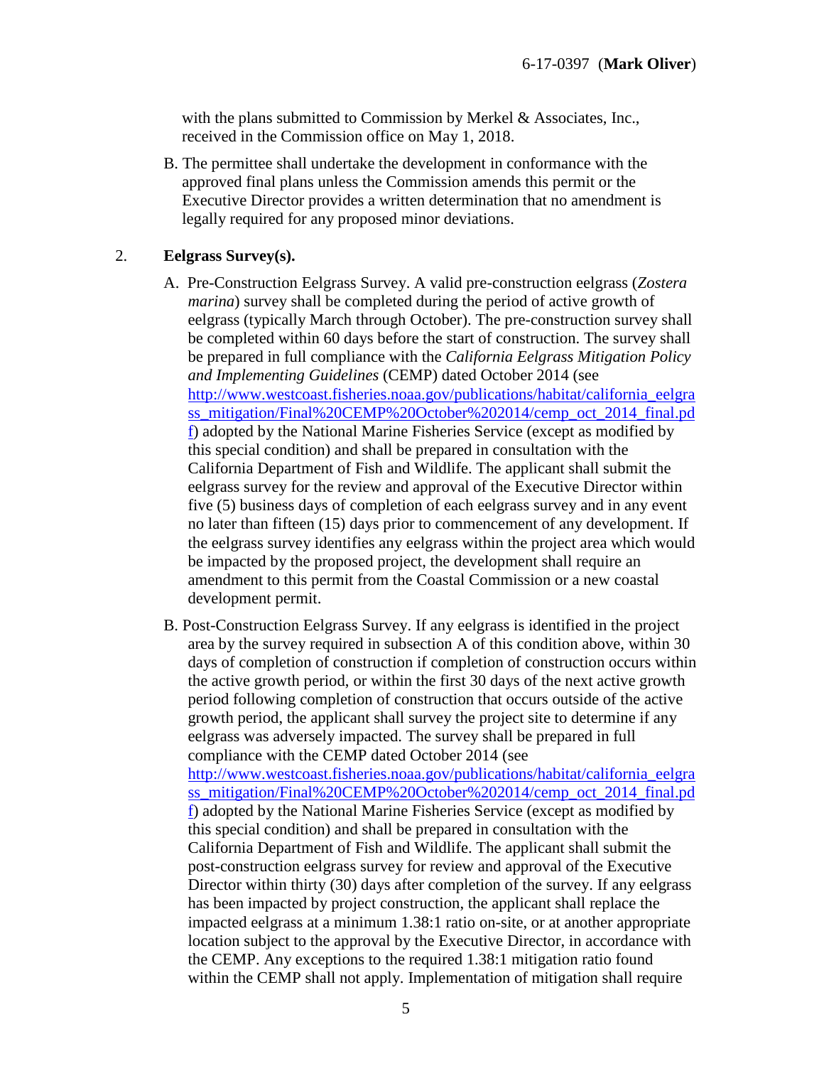with the plans submitted to Commission by Merkel & Associates, Inc., received in the Commission office on May 1, 2018.

B. The permittee shall undertake the development in conformance with the approved final plans unless the Commission amends this permit or the Executive Director provides a written determination that no amendment is legally required for any proposed minor deviations.

2. **Eelgrass Survey(s).**

A. Pre-Construction Eelgrass Survey. A valid pre-construction eelgrass (*Zostera marina*) survey shall be completed during the period of active growth of eelgrass (typically March through October). The pre-construction survey shall be completed within 60 days before the start of construction. The survey shall be prepared in full compliance with the *California Eelgrass Mitigation Policy and Implementing Guidelines* (CEMP) dated October 2014 (see http://www.westcoast.fisheries.noaa.gov/publications/habitat/california_eelgrass_mitigation/Final%20CEMP%20October%202014/cemp_oct_2014_final.pdf) adopted by the National Marine Fisheries Service (except as modified by this special condition) and shall be prepared in consultation with the California Department of Fish and Wildlife. The applicant shall submit the eelgrass survey for the review and approval of the Executive Director within five (5) business days of completion of each eelgrass survey and in any event no later than fifteen (15) days prior to commencement of any development. If the eelgrass survey identifies any eelgrass within the project area which would be impacted by the proposed project, the development shall require an amendment to this permit from the Coastal Commission or a new coastal development permit.

B. Post-Construction Eelgrass Survey. If any eelgrass is identified in the project area by the survey required in subsection A of this condition above, within 30 days of completion of construction if completion of construction occurs within the active growth period, or within the first 30 days of the next active growth period following completion of construction that occurs outside of the active growth period, the applicant shall survey the project site to determine if any eelgrass was adversely impacted. The survey shall be prepared in full compliance with the CEMP dated October 2014 (see http://www.westcoast.fisheries.noaa.gov/publications/habitat/california_eelgrass_mitigation/Final%20CEMP%20October%202014/cemp_oct_2014_final.pdf) adopted by the National Marine Fisheries Service (except as modified by this special condition) and shall be prepared in consultation with the California Department of Fish and Wildlife. The applicant shall submit the post-construction eelgrass survey for review and approval of the Executive Director within thirty (30) days after completion of the survey. If any eelgrass has been impacted by project construction, the applicant shall replace the impacted eelgrass at a minimum 1.38:1 ratio on-site, or at another appropriate location subject to the approval by the Executive Director, in accordance with the CEMP. Any exceptions to the required 1.38:1 mitigation ratio found within the CEMP shall not apply. Implementation of mitigation shall require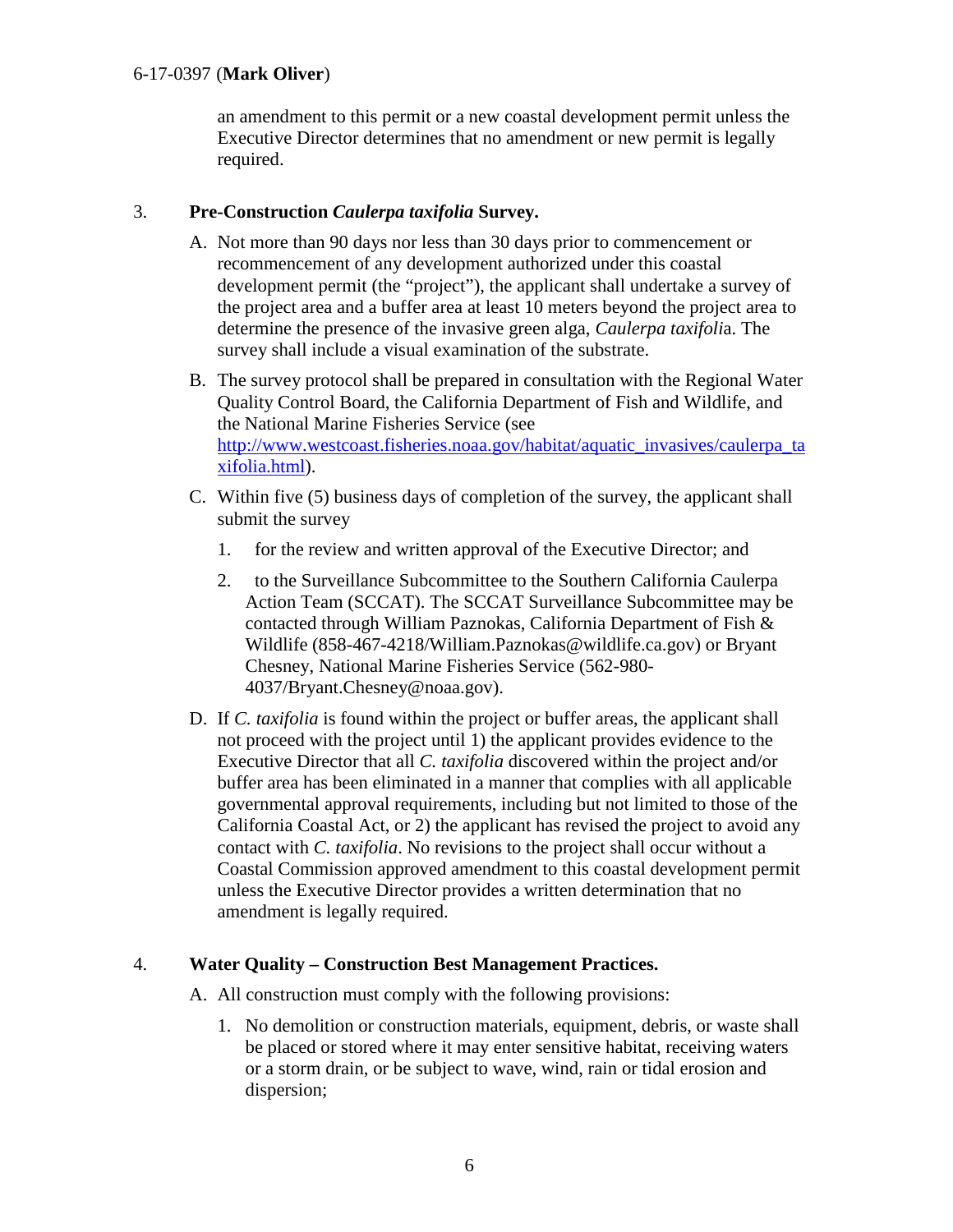an amendment to this permit or a new coastal development permit unless the Executive Director determines that no amendment or new permit is legally required.

3. **Pre-Construction *Caulerpa taxifolia* Survey.**

   A. Not more than 90 days nor less than 30 days prior to commencement or recommencement of any development authorized under this coastal development permit (the "project"), the applicant shall undertake a survey of the project area and a buffer area at least 10 meters beyond the project area to determine the presence of the invasive green alga, *Caulerpa taxifolia*. The survey shall include a visual examination of the substrate.

   B. The survey protocol shall be prepared in consultation with the Regional Water Quality Control Board, the California Department of Fish and Wildlife, and the National Marine Fisheries Service (see [http://www.westcoast.fisheries.noaa.gov/habitat/aquatic_invasives/caulerpa_taxifolia.html](http://www.westcoast.fisheries.noaa.gov/habitat/aquatic_invasives/caulerpa_taxifolia.html)).

   C. Within five (5) business days of completion of the survey, the applicant shall submit the survey

      1. for the review and written approval of the Executive Director; and

      2. to the Surveillance Subcommittee to the Southern California Caulerpa Action Team (SCCAT). The SCCAT Surveillance Subcommittee may be contacted through William Paznokas, California Department of Fish & Wildlife (858-467-4218/William.Paznokas@wildlife.ca.gov) or Bryant Chesney, National Marine Fisheries Service (562-980-4037/Bryant.Chesney@noaa.gov).

   D. If *C. taxifolia* is found within the project or buffer areas, the applicant shall not proceed with the project until 1) the applicant provides evidence to the Executive Director that all *C. taxifolia* discovered within the project and/or buffer area has been eliminated in a manner that complies with all applicable governmental approval requirements, including but not limited to those of the California Coastal Act, or 2) the applicant has revised the project to avoid any contact with *C. taxifolia*. No revisions to the project shall occur without a Coastal Commission approved amendment to this coastal development permit unless the Executive Director provides a written determination that no amendment is legally required.

4. **Water Quality – Construction Best Management Practices.**

   A. All construction must comply with the following provisions:

      1. No demolition or construction materials, equipment, debris, or waste shall be placed or stored where it may enter sensitive habitat, receiving waters or a storm drain, or be subject to wave, wind, rain or tidal erosion and dispersion;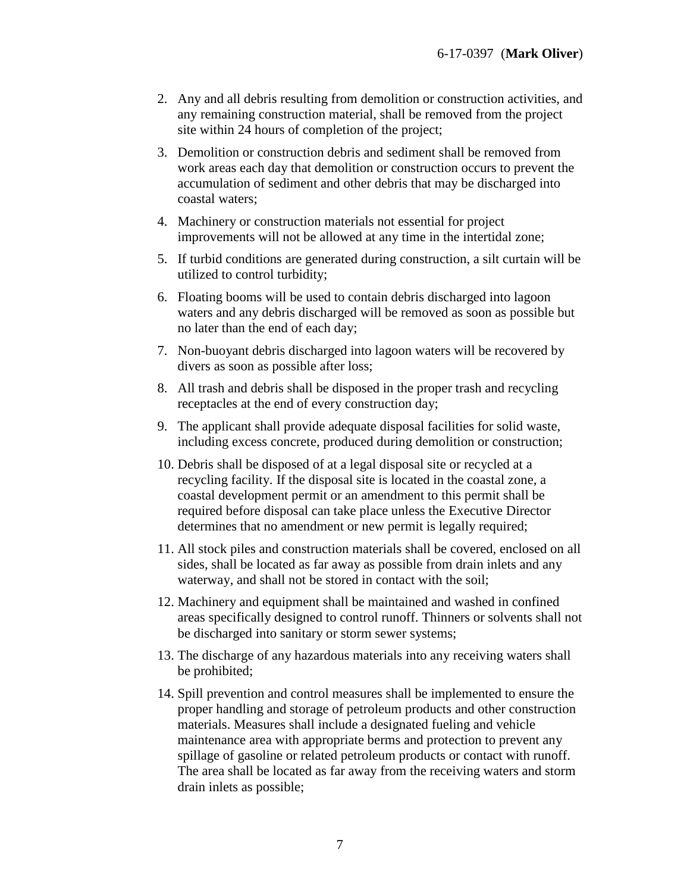2. Any and all debris resulting from demolition or construction activities, and any remaining construction material, shall be removed from the project site within 24 hours of completion of the project;
3. Demolition or construction debris and sediment shall be removed from work areas each day that demolition or construction occurs to prevent the accumulation of sediment and other debris that may be discharged into coastal waters;
4. Machinery or construction materials not essential for project improvements will not be allowed at any time in the intertidal zone;
5. If turbid conditions are generated during construction, a silt curtain will be utilized to control turbidity;
6. Floating booms will be used to contain debris discharged into lagoon waters and any debris discharged will be removed as soon as possible but no later than the end of each day;
7. Non-buoyant debris discharged into lagoon waters will be recovered by divers as soon as possible after loss;
8. All trash and debris shall be disposed in the proper trash and recycling receptacles at the end of every construction day;
9. The applicant shall provide adequate disposal facilities for solid waste, including excess concrete, produced during demolition or construction;
10. Debris shall be disposed of at a legal disposal site or recycled at a recycling facility. If the disposal site is located in the coastal zone, a coastal development permit or an amendment to this permit shall be required before disposal can take place unless the Executive Director determines that no amendment or new permit is legally required;
11. All stock piles and construction materials shall be covered, enclosed on all sides, shall be located as far away as possible from drain inlets and any waterway, and shall not be stored in contact with the soil;
12. Machinery and equipment shall be maintained and washed in confined areas specifically designed to control runoff. Thinners or solvents shall not be discharged into sanitary or storm sewer systems;
13. The discharge of any hazardous materials into any receiving waters shall be prohibited;
14. Spill prevention and control measures shall be implemented to ensure the proper handling and storage of petroleum products and other construction materials. Measures shall include a designated fueling and vehicle maintenance area with appropriate berms and protection to prevent any spillage of gasoline or related petroleum products or contact with runoff. The area shall be located as far away from the receiving waters and storm drain inlets as possible;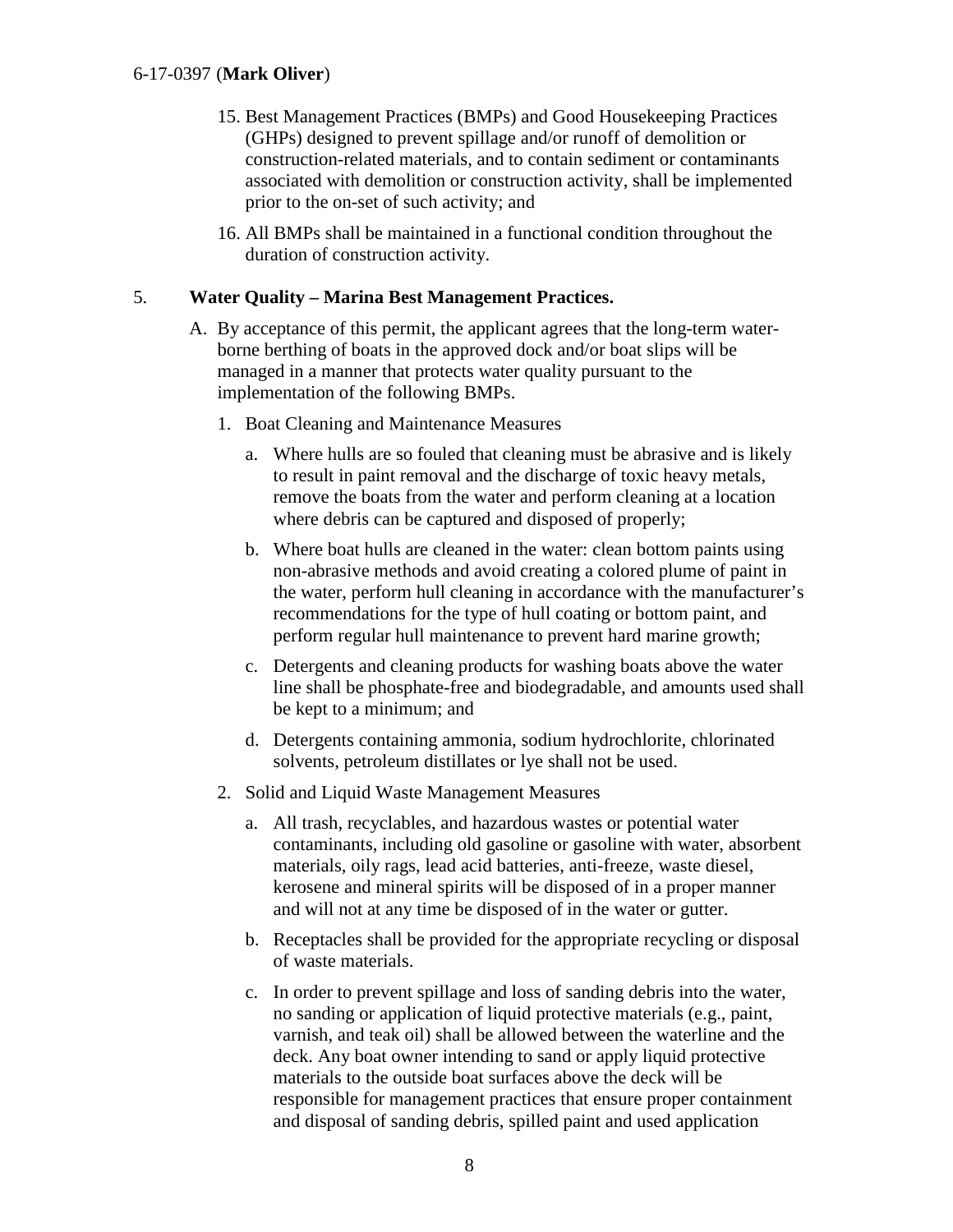15. Best Management Practices (BMPs) and Good Housekeeping Practices (GHPs) designed to prevent spillage and/or runoff of demolition or construction-related materials, and to contain sediment or contaminants associated with demolition or construction activity, shall be implemented prior to the on-set of such activity; and

16. All BMPs shall be maintained in a functional condition throughout the duration of construction activity.

5. **Water Quality – Marina Best Management Practices.**

   A. By acceptance of this permit, the applicant agrees that the long-term water-borne berthing of boats in the approved dock and/or boat slips will be managed in a manner that protects water quality pursuant to the implementation of the following BMPs.

      1. Boat Cleaning and Maintenance Measures

         a. Where hulls are so fouled that cleaning must be abrasive and is likely to result in paint removal and the discharge of toxic heavy metals, remove the boats from the water and perform cleaning at a location where debris can be captured and disposed of properly;

         b. Where boat hulls are cleaned in the water: clean bottom paints using non-abrasive methods and avoid creating a colored plume of paint in the water, perform hull cleaning in accordance with the manufacturer's recommendations for the type of hull coating or bottom paint, and perform regular hull maintenance to prevent hard marine growth;

         c. Detergents and cleaning products for washing boats above the water line shall be phosphate-free and biodegradable, and amounts used shall be kept to a minimum; and

         d. Detergents containing ammonia, sodium hydrochlorite, chlorinated solvents, petroleum distillates or lye shall not be used.

      2. Solid and Liquid Waste Management Measures

         a. All trash, recyclables, and hazardous wastes or potential water contaminants, including old gasoline or gasoline with water, absorbent materials, oily rags, lead acid batteries, anti-freeze, waste diesel, kerosene and mineral spirits will be disposed of in a proper manner and will not at any time be disposed of in the water or gutter.

         b. Receptacles shall be provided for the appropriate recycling or disposal of waste materials.

         c. In order to prevent spillage and loss of sanding debris into the water, no sanding or application of liquid protective materials (e.g., paint, varnish, and teak oil) shall be allowed between the waterline and the deck. Any boat owner intending to sand or apply liquid protective materials to the outside boat surfaces above the deck will be responsible for management practices that ensure proper containment and disposal of sanding debris, spilled paint and used application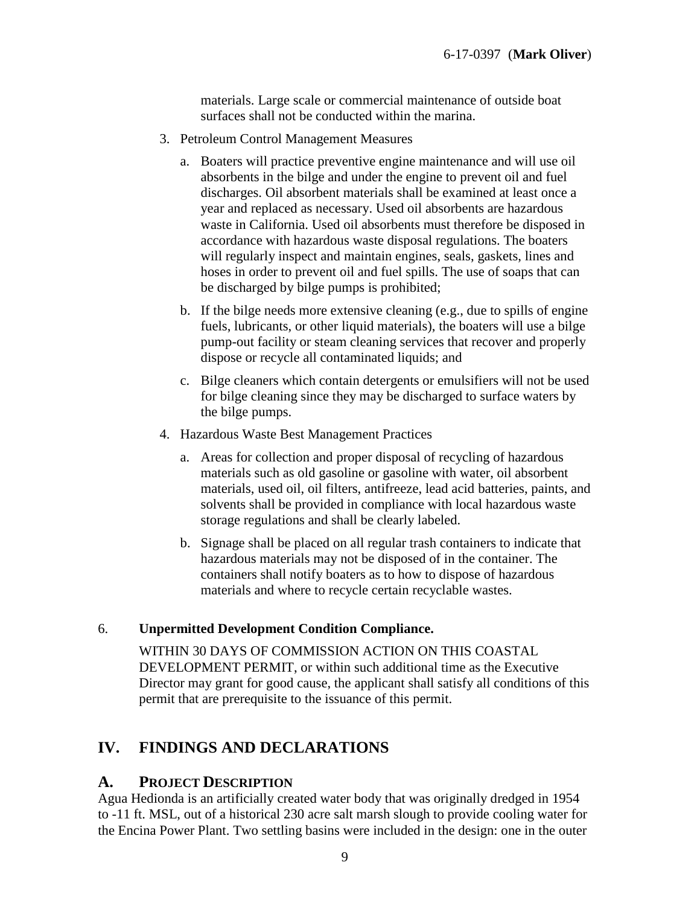materials. Large scale or commercial maintenance of outside boat surfaces shall not be conducted within the marina.

3. Petroleum Control Management Measures

   a. Boaters will practice preventive engine maintenance and will use oil absorbents in the bilge and under the engine to prevent oil and fuel discharges. Oil absorbent materials shall be examined at least once a year and replaced as necessary. Used oil absorbents are hazardous waste in California. Used oil absorbents must therefore be disposed in accordance with hazardous waste disposal regulations. The boaters will regularly inspect and maintain engines, seals, gaskets, lines and hoses in order to prevent oil and fuel spills. The use of soaps that can be discharged by bilge pumps is prohibited;

   b. If the bilge needs more extensive cleaning (e.g., due to spills of engine fuels, lubricants, or other liquid materials), the boaters will use a bilge pump-out facility or steam cleaning services that recover and properly dispose or recycle all contaminated liquids; and

   c. Bilge cleaners which contain detergents or emulsifiers will not be used for bilge cleaning since they may be discharged to surface waters by the bilge pumps.

4. Hazardous Waste Best Management Practices

   a. Areas for collection and proper disposal of recycling of hazardous materials such as old gasoline or gasoline with water, oil absorbent materials, used oil, oil filters, antifreeze, lead acid batteries, paints, and solvents shall be provided in compliance with local hazardous waste storage regulations and shall be clearly labeled.

   b. Signage shall be placed on all regular trash containers to indicate that hazardous materials may not be disposed of in the container. The containers shall notify boaters as to how to dispose of hazardous materials and where to recycle certain recyclable wastes.

6. **Unpermitted Development Condition Compliance.**

   WITHIN 30 DAYS OF COMMISSION ACTION ON THIS COASTAL DEVELOPMENT PERMIT, or within such additional time as the Executive Director may grant for good cause, the applicant shall satisfy all conditions of this permit that are prerequisite to the issuance of this permit.

# IV. FINDINGS AND DECLARATIONS

## A. PROJECT DESCRIPTION

Agua Hedionda is an artificially created water body that was originally dredged in 1954 to -11 ft. MSL, out of a historical 230 acre salt marsh slough to provide cooling water for the Encina Power Plant. Two settling basins were included in the design: one in the outer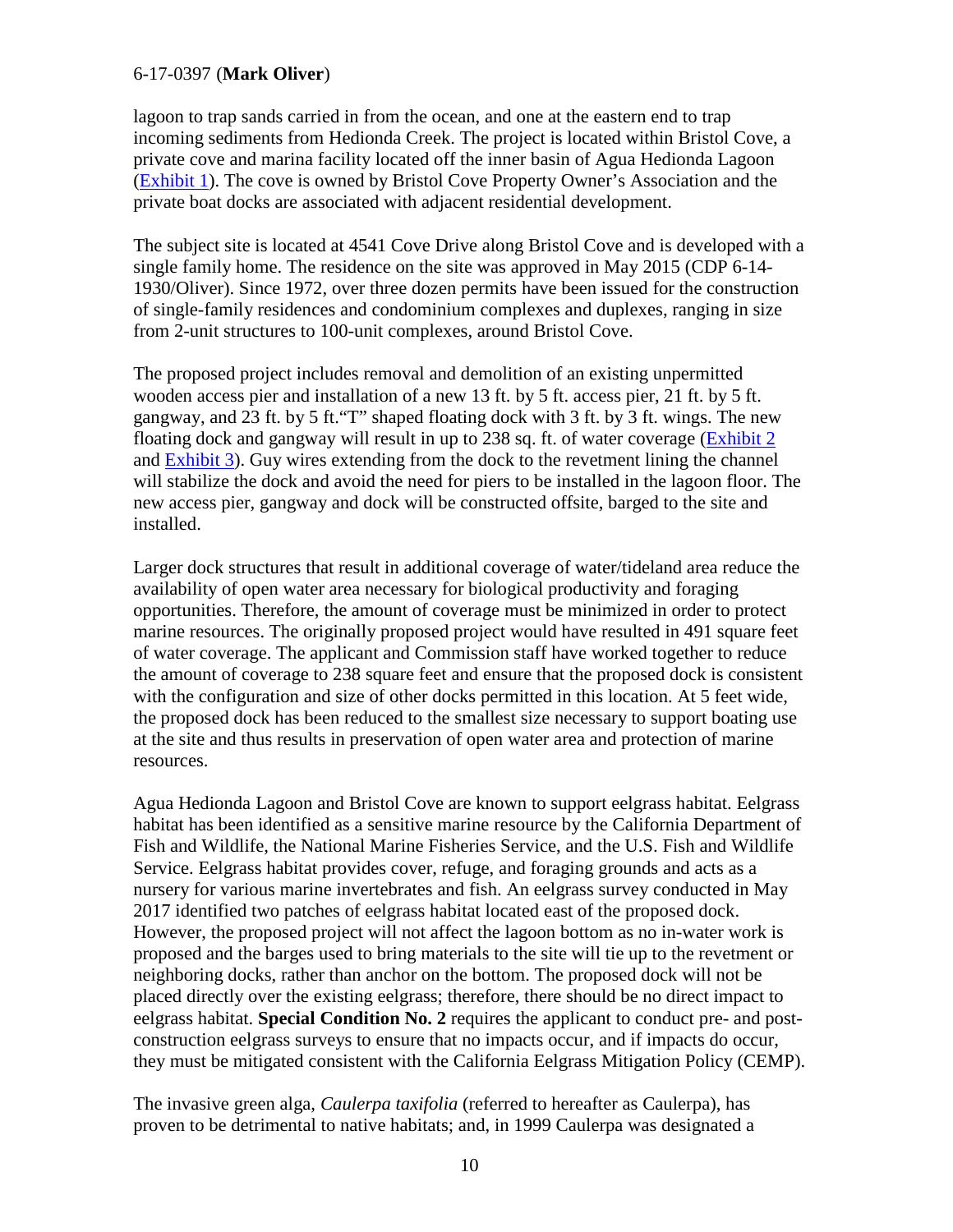lagoon to trap sands carried in from the ocean, and one at the eastern end to trap incoming sediments from Hedionda Creek. The project is located within Bristol Cove, a private cove and marina facility located off the inner basin of Agua Hedionda Lagoon (Exhibit 1). The cove is owned by Bristol Cove Property Owner's Association and the private boat docks are associated with adjacent residential development.

The subject site is located at 4541 Cove Drive along Bristol Cove and is developed with a single family home. The residence on the site was approved in May 2015 (CDP 6-14-1930/Oliver). Since 1972, over three dozen permits have been issued for the construction of single-family residences and condominium complexes and duplexes, ranging in size from 2-unit structures to 100-unit complexes, around Bristol Cove.

The proposed project includes removal and demolition of an existing unpermitted wooden access pier and installation of a new 13 ft. by 5 ft. access pier, 21 ft. by 5 ft. gangway, and 23 ft. by 5 ft."T" shaped floating dock with 3 ft. by 3 ft. wings. The new floating dock and gangway will result in up to 238 sq. ft. of water coverage (Exhibit 2 and Exhibit 3). Guy wires extending from the dock to the revetment lining the channel will stabilize the dock and avoid the need for piers to be installed in the lagoon floor. The new access pier, gangway and dock will be constructed offsite, barged to the site and installed.

Larger dock structures that result in additional coverage of water/tideland area reduce the availability of open water area necessary for biological productivity and foraging opportunities. Therefore, the amount of coverage must be minimized in order to protect marine resources. The originally proposed project would have resulted in 491 square feet of water coverage. The applicant and Commission staff have worked together to reduce the amount of coverage to 238 square feet and ensure that the proposed dock is consistent with the configuration and size of other docks permitted in this location. At 5 feet wide, the proposed dock has been reduced to the smallest size necessary to support boating use at the site and thus results in preservation of open water area and protection of marine resources.

Agua Hedionda Lagoon and Bristol Cove are known to support eelgrass habitat. Eelgrass habitat has been identified as a sensitive marine resource by the California Department of Fish and Wildlife, the National Marine Fisheries Service, and the U.S. Fish and Wildlife Service. Eelgrass habitat provides cover, refuge, and foraging grounds and acts as a nursery for various marine invertebrates and fish. An eelgrass survey conducted in May 2017 identified two patches of eelgrass habitat located east of the proposed dock. However, the proposed project will not affect the lagoon bottom as no in-water work is proposed and the barges used to bring materials to the site will tie up to the revetment or neighboring docks, rather than anchor on the bottom. The proposed dock will not be placed directly over the existing eelgrass; therefore, there should be no direct impact to eelgrass habitat. **Special Condition No. 2** requires the applicant to conduct pre- and post-construction eelgrass surveys to ensure that no impacts occur, and if impacts do occur, they must be mitigated consistent with the California Eelgrass Mitigation Policy (CEMP).

The invasive green alga, *Caulerpa taxifolia* (referred to hereafter as Caulerpa), has proven to be detrimental to native habitats; and, in 1999 Caulerpa was designated a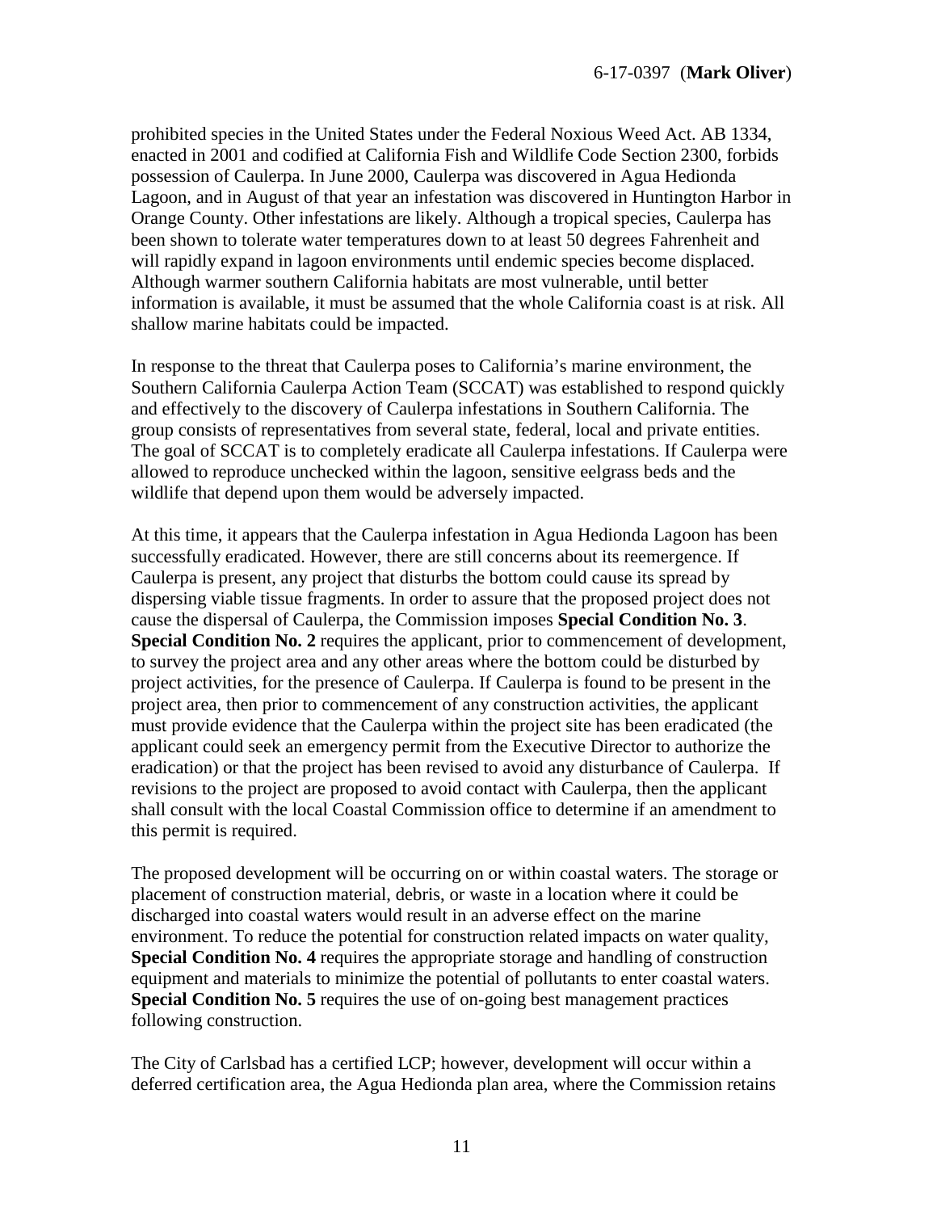prohibited species in the United States under the Federal Noxious Weed Act. AB 1334, enacted in 2001 and codified at California Fish and Wildlife Code Section 2300, forbids possession of Caulerpa. In June 2000, Caulerpa was discovered in Agua Hedionda Lagoon, and in August of that year an infestation was discovered in Huntington Harbor in Orange County. Other infestations are likely. Although a tropical species, Caulerpa has been shown to tolerate water temperatures down to at least 50 degrees Fahrenheit and will rapidly expand in lagoon environments until endemic species become displaced. Although warmer southern California habitats are most vulnerable, until better information is available, it must be assumed that the whole California coast is at risk. All shallow marine habitats could be impacted.

In response to the threat that Caulerpa poses to California's marine environment, the Southern California Caulerpa Action Team (SCCAT) was established to respond quickly and effectively to the discovery of Caulerpa infestations in Southern California. The group consists of representatives from several state, federal, local and private entities. The goal of SCCAT is to completely eradicate all Caulerpa infestations. If Caulerpa were allowed to reproduce unchecked within the lagoon, sensitive eelgrass beds and the wildlife that depend upon them would be adversely impacted.

At this time, it appears that the Caulerpa infestation in Agua Hedionda Lagoon has been successfully eradicated. However, there are still concerns about its reemergence. If Caulerpa is present, any project that disturbs the bottom could cause its spread by dispersing viable tissue fragments. In order to assure that the proposed project does not cause the dispersal of Caulerpa, the Commission imposes **Special Condition No. 3**. **Special Condition No. 2** requires the applicant, prior to commencement of development, to survey the project area and any other areas where the bottom could be disturbed by project activities, for the presence of Caulerpa. If Caulerpa is found to be present in the project area, then prior to commencement of any construction activities, the applicant must provide evidence that the Caulerpa within the project site has been eradicated (the applicant could seek an emergency permit from the Executive Director to authorize the eradication) or that the project has been revised to avoid any disturbance of Caulerpa. If revisions to the project are proposed to avoid contact with Caulerpa, then the applicant shall consult with the local Coastal Commission office to determine if an amendment to this permit is required.

The proposed development will be occurring on or within coastal waters. The storage or placement of construction material, debris, or waste in a location where it could be discharged into coastal waters would result in an adverse effect on the marine environment. To reduce the potential for construction related impacts on water quality, **Special Condition No. 4** requires the appropriate storage and handling of construction equipment and materials to minimize the potential of pollutants to enter coastal waters. **Special Condition No. 5** requires the use of on-going best management practices following construction.

The City of Carlsbad has a certified LCP; however, development will occur within a deferred certification area, the Agua Hedionda plan area, where the Commission retains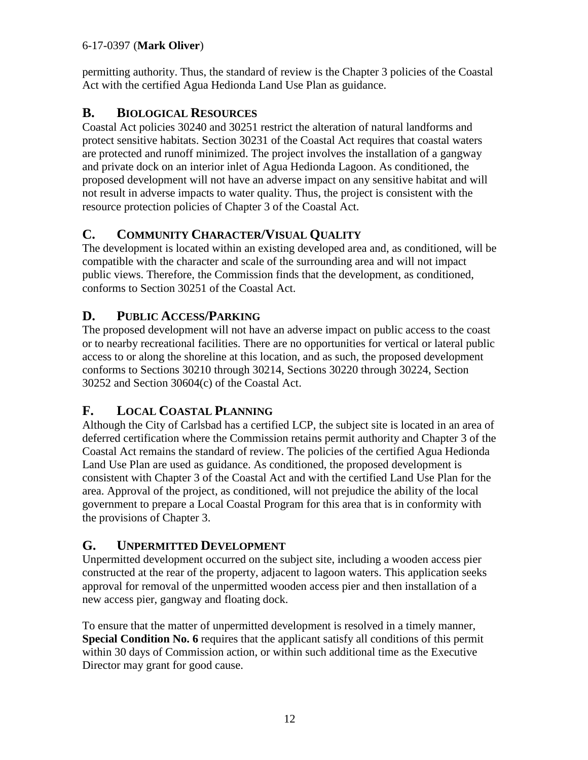permitting authority. Thus, the standard of review is the Chapter 3 policies of the Coastal Act with the certified Agua Hedionda Land Use Plan as guidance.

## B. BIOLOGICAL RESOURCES

Coastal Act policies 30240 and 30251 restrict the alteration of natural landforms and protect sensitive habitats. Section 30231 of the Coastal Act requires that coastal waters are protected and runoff minimized. The project involves the installation of a gangway and private dock on an interior inlet of Agua Hedionda Lagoon. As conditioned, the proposed development will not have an adverse impact on any sensitive habitat and will not result in adverse impacts to water quality. Thus, the project is consistent with the resource protection policies of Chapter 3 of the Coastal Act.

## C. COMMUNITY CHARACTER/VISUAL QUALITY

The development is located within an existing developed area and, as conditioned, will be compatible with the character and scale of the surrounding area and will not impact public views. Therefore, the Commission finds that the development, as conditioned, conforms to Section 30251 of the Coastal Act.

## D. PUBLIC ACCESS/PARKING

The proposed development will not have an adverse impact on public access to the coast or to nearby recreational facilities. There are no opportunities for vertical or lateral public access to or along the shoreline at this location, and as such, the proposed development conforms to Sections 30210 through 30214, Sections 30220 through 30224, Section 30252 and Section 30604(c) of the Coastal Act.

## F. LOCAL COASTAL PLANNING

Although the City of Carlsbad has a certified LCP, the subject site is located in an area of deferred certification where the Commission retains permit authority and Chapter 3 of the Coastal Act remains the standard of review. The policies of the certified Agua Hedionda Land Use Plan are used as guidance. As conditioned, the proposed development is consistent with Chapter 3 of the Coastal Act and with the certified Land Use Plan for the area. Approval of the project, as conditioned, will not prejudice the ability of the local government to prepare a Local Coastal Program for this area that is in conformity with the provisions of Chapter 3.

## G. UNPERMITTED DEVELOPMENT

Unpermitted development occurred on the subject site, including a wooden access pier constructed at the rear of the property, adjacent to lagoon waters. This application seeks approval for removal of the unpermitted wooden access pier and then installation of a new access pier, gangway and floating dock.

To ensure that the matter of unpermitted development is resolved in a timely manner, **Special Condition No. 6** requires that the applicant satisfy all conditions of this permit within 30 days of Commission action, or within such additional time as the Executive Director may grant for good cause.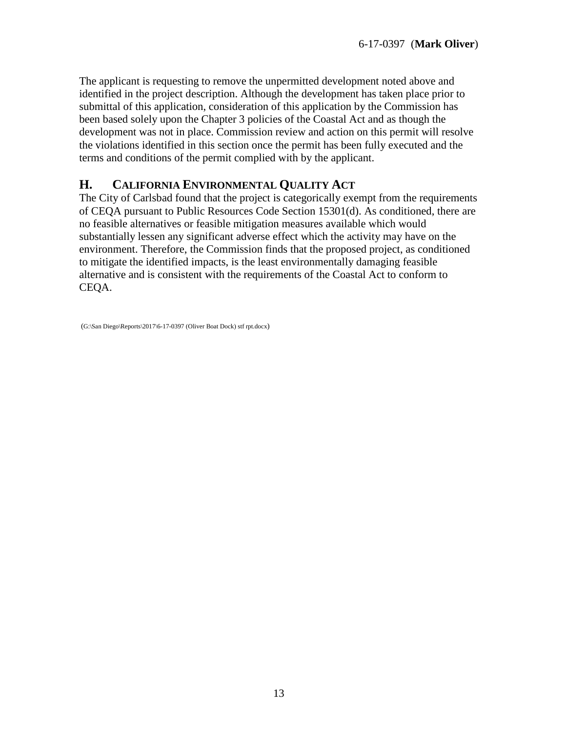The applicant is requesting to remove the unpermitted development noted above and identified in the project description. Although the development has taken place prior to submittal of this application, consideration of this application by the Commission has been based solely upon the Chapter 3 policies of the Coastal Act and as though the development was not in place. Commission review and action on this permit will resolve the violations identified in this section once the permit has been fully executed and the terms and conditions of the permit complied with by the applicant.

## H. California Environmental Quality Act

The City of Carlsbad found that the project is categorically exempt from the requirements of CEQA pursuant to Public Resources Code Section 15301(d). As conditioned, there are no feasible alternatives or feasible mitigation measures available which would substantially lessen any significant adverse effect which the activity may have on the environment. Therefore, the Commission finds that the proposed project, as conditioned to mitigate the identified impacts, is the least environmentally damaging feasible alternative and is consistent with the requirements of the Coastal Act to conform to CEQA.

(G:\San Diego\Reports\2017\6-17-0397 (Oliver Boat Dock) stf rpt.docx)